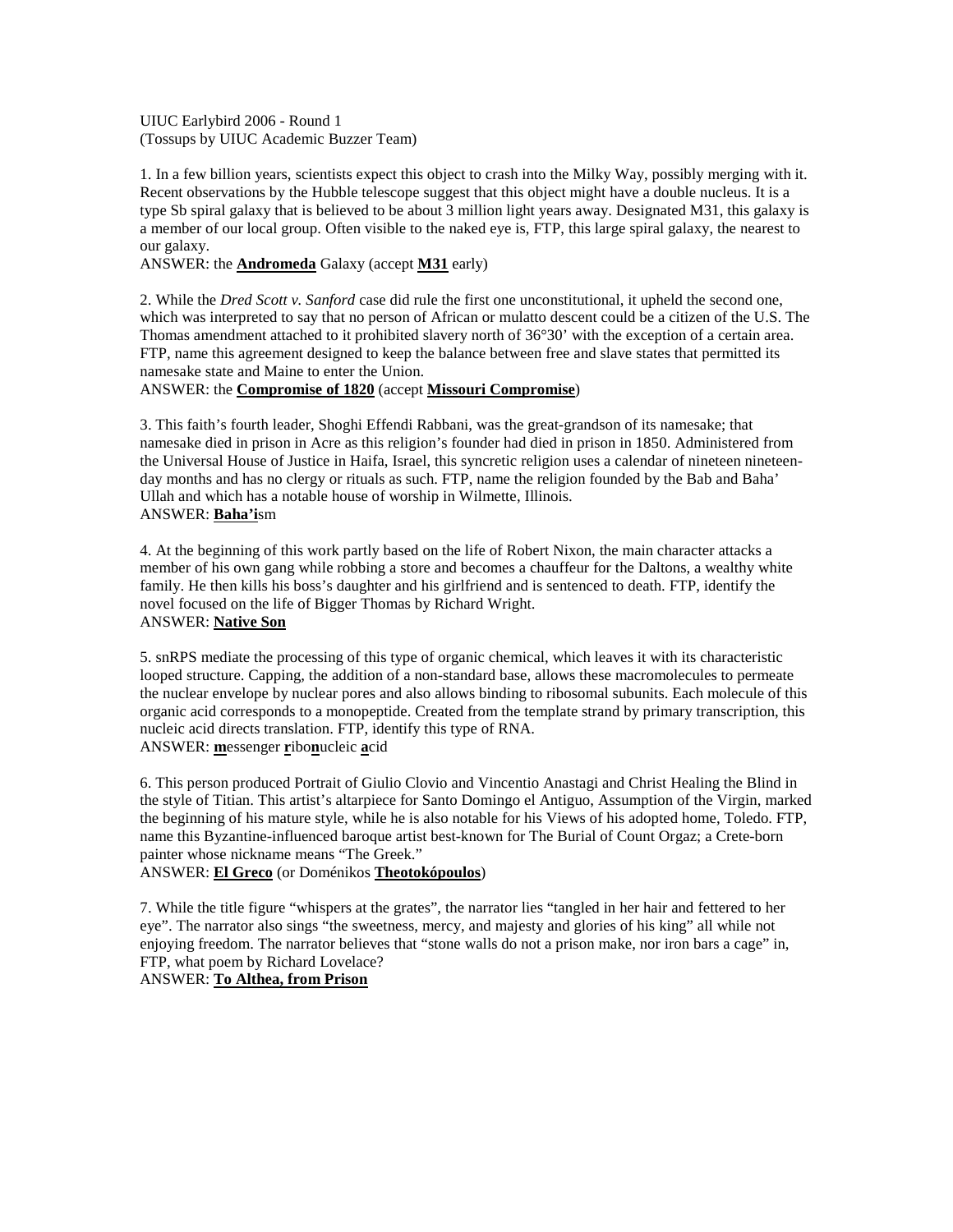UIUC Earlybird 2006 - Round 1
(Tossups by UIUC Academic Buzzer Team)

1. In a few billion years, scientists expect this object to crash into the Milky Way, possibly merging with it. Recent observations by the Hubble telescope suggest that this object might have a double nucleus. It is a type Sb spiral galaxy that is believed to be about 3 million light years away. Designated M31, this galaxy is a member of our local group. Often visible to the naked eye is, FTP, this large spiral galaxy, the nearest to our galaxy.
ANSWER: the **Andromeda** Galaxy (accept **M31** early)

2. While the *Dred Scott v. Sanford* case did rule the first one unconstitutional, it upheld the second one, which was interpreted to say that no person of African or mulatto descent could be a citizen of the U.S. The Thomas amendment attached to it prohibited slavery north of 36°30' with the exception of a certain area. FTP, name this agreement designed to keep the balance between free and slave states that permitted its namesake state and Maine to enter the Union.
ANSWER: the **Compromise of 1820** (accept **Missouri Compromise**)

3. This faith's fourth leader, Shoghi Effendi Rabbani, was the great-grandson of its namesake; that namesake died in prison in Acre as this religion's founder had died in prison in 1850. Administered from the Universal House of Justice in Haifa, Israel, this syncretic religion uses a calendar of nineteen nineteen-day months and has no clergy or rituals as such. FTP, name the religion founded by the Bab and Baha' Ullah and which has a notable house of worship in Wilmette, Illinois.
ANSWER: **Baha'i**sm

4. At the beginning of this work partly based on the life of Robert Nixon, the main character attacks a member of his own gang while robbing a store and becomes a chauffeur for the Daltons, a wealthy white family. He then kills his boss's daughter and his girlfriend and is sentenced to death. FTP, identify the novel focused on the life of Bigger Thomas by Richard Wright.
ANSWER: **Native Son**

5. snRPS mediate the processing of this type of organic chemical, which leaves it with its characteristic looped structure. Capping, the addition of a non-standard base, allows these macromolecules to permeate the nuclear envelope by nuclear pores and also allows binding to ribosomal subunits. Each molecule of this organic acid corresponds to a monopeptide. Created from the template strand by primary transcription, this nucleic acid directs translation. FTP, identify this type of RNA.
ANSWER: **m**essenger **r**ibo**n**ucleic **a**cid

6. This person produced Portrait of Giulio Clovio and Vincentio Anastagi and Christ Healing the Blind in the style of Titian. This artist's altarpiece for Santo Domingo el Antiguo, Assumption of the Virgin, marked the beginning of his mature style, while he is also notable for his Views of his adopted home, Toledo. FTP, name this Byzantine-influenced baroque artist best-known for The Burial of Count Orgaz; a Crete-born painter whose nickname means "The Greek."
ANSWER: **El Greco** (or Doménikos **Theotokópoulos**)

7. While the title figure "whispers at the grates", the narrator lies "tangled in her hair and fettered to her eye". The narrator also sings "the sweetness, mercy, and majesty and glories of his king" all while not enjoying freedom. The narrator believes that "stone walls do not a prison make, nor iron bars a cage" in, FTP, what poem by Richard Lovelace?
ANSWER: **To Althea, from Prison**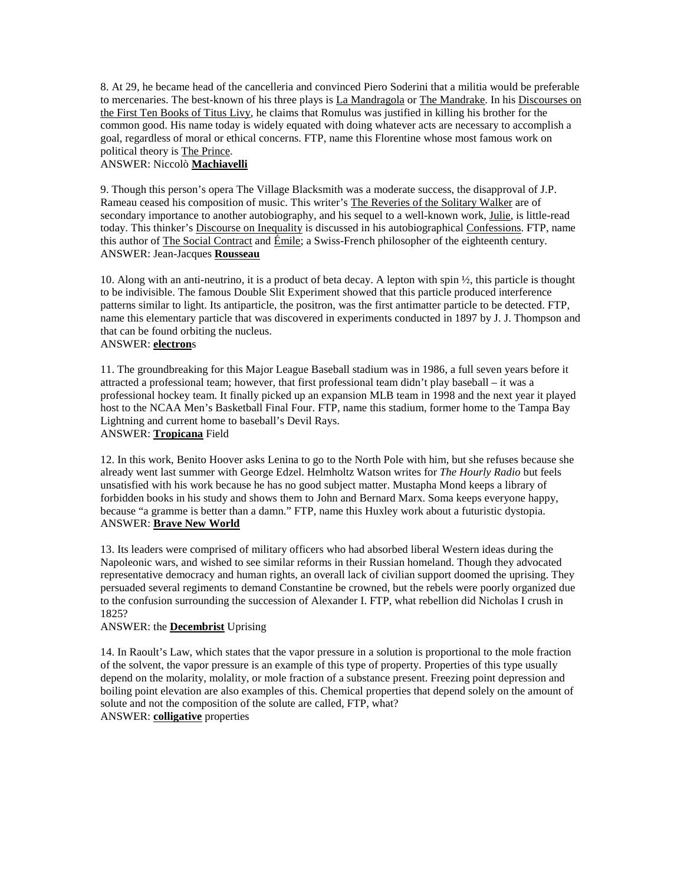8. At 29, he became head of the cancelleria and convinced Piero Soderini that a militia would be preferable to mercenaries. The best-known of his three plays is La Mandragola or The Mandrake. In his Discourses on the First Ten Books of Titus Livy, he claims that Romulus was justified in killing his brother for the common good. His name today is widely equated with doing whatever acts are necessary to accomplish a goal, regardless of moral or ethical concerns. FTP, name this Florentine whose most famous work on political theory is The Prince.
ANSWER: Niccolò **Machiavelli**

9. Though this person's opera The Village Blacksmith was a moderate success, the disapproval of J.P. Rameau ceased his composition of music. This writer's The Reveries of the Solitary Walker are of secondary importance to another autobiography, and his sequel to a well-known work, Julie, is little-read today. This thinker's Discourse on Inequality is discussed in his autobiographical Confessions. FTP, name this author of The Social Contract and Émile; a Swiss-French philosopher of the eighteenth century.
ANSWER: Jean-Jacques **Rousseau**

10. Along with an anti-neutrino, it is a product of beta decay. A lepton with spin ½, this particle is thought to be indivisible. The famous Double Slit Experiment showed that this particle produced interference patterns similar to light. Its antiparticle, the positron, was the first antimatter particle to be detected. FTP, name this elementary particle that was discovered in experiments conducted in 1897 by J. J. Thompson and that can be found orbiting the nucleus.
ANSWER: **electron**s

11. The groundbreaking for this Major League Baseball stadium was in 1986, a full seven years before it attracted a professional team; however, that first professional team didn't play baseball – it was a professional hockey team. It finally picked up an expansion MLB team in 1998 and the next year it played host to the NCAA Men's Basketball Final Four. FTP, name this stadium, former home to the Tampa Bay Lightning and current home to baseball's Devil Rays.
ANSWER: **Tropicana** Field

12. In this work, Benito Hoover asks Lenina to go to the North Pole with him, but she refuses because she already went last summer with George Edzel. Helmholtz Watson writes for *The Hourly Radio* but feels unsatisfied with his work because he has no good subject matter. Mustapha Mond keeps a library of forbidden books in his study and shows them to John and Bernard Marx. Soma keeps everyone happy, because "a gramme is better than a damn." FTP, name this Huxley work about a futuristic dystopia.
ANSWER: **Brave New World**

13. Its leaders were comprised of military officers who had absorbed liberal Western ideas during the Napoleonic wars, and wished to see similar reforms in their Russian homeland. Though they advocated representative democracy and human rights, an overall lack of civilian support doomed the uprising. They persuaded several regiments to demand Constantine be crowned, but the rebels were poorly organized due to the confusion surrounding the succession of Alexander I. FTP, what rebellion did Nicholas I crush in 1825?
ANSWER: the **Decembrist** Uprising

14. In Raoult's Law, which states that the vapor pressure in a solution is proportional to the mole fraction of the solvent, the vapor pressure is an example of this type of property. Properties of this type usually depend on the molarity, molality, or mole fraction of a substance present. Freezing point depression and boiling point elevation are also examples of this. Chemical properties that depend solely on the amount of solute and not the composition of the solute are called, FTP, what?
ANSWER: **colligative** properties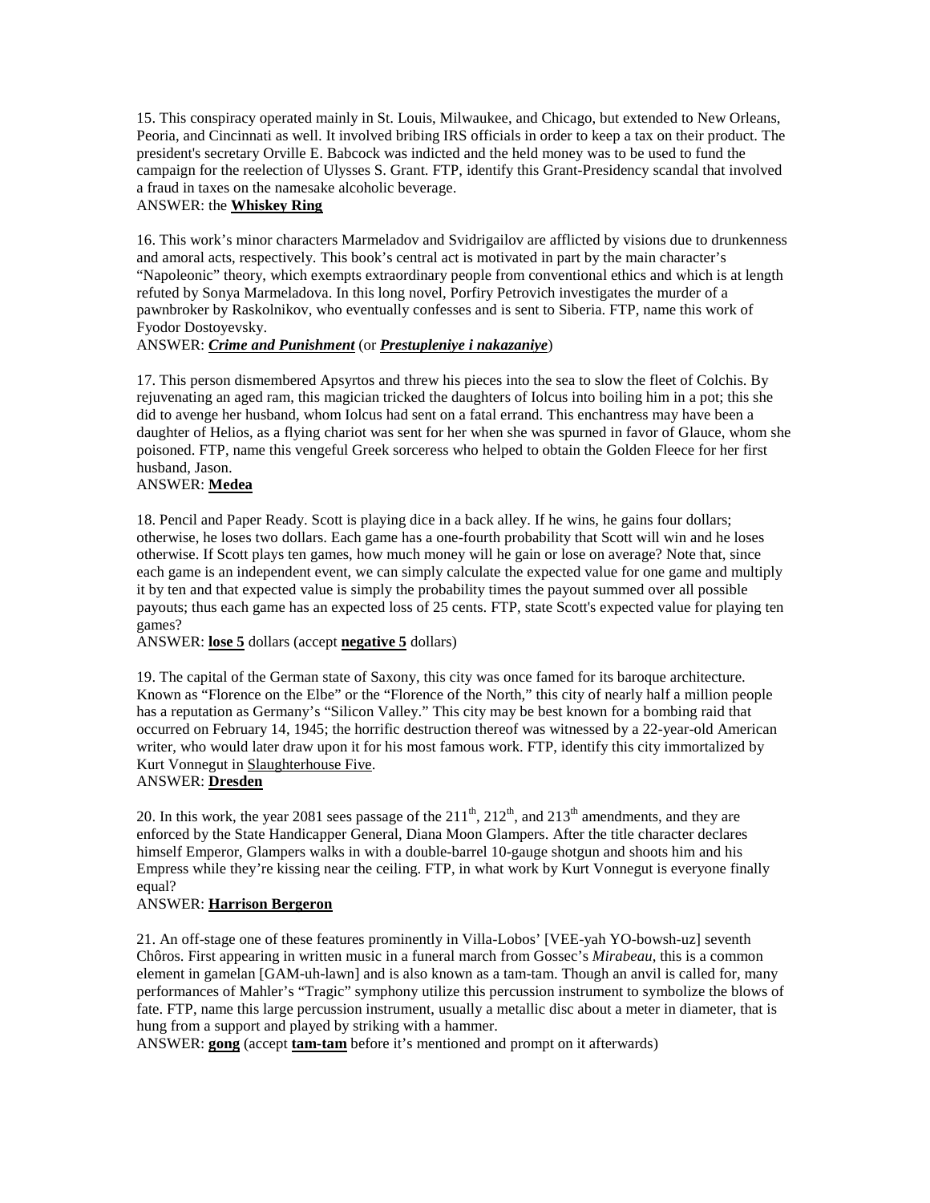15. This conspiracy operated mainly in St. Louis, Milwaukee, and Chicago, but extended to New Orleans, Peoria, and Cincinnati as well. It involved bribing IRS officials in order to keep a tax on their product. The president's secretary Orville E. Babcock was indicted and the held money was to be used to fund the campaign for the reelection of Ulysses S. Grant. FTP, identify this Grant-Presidency scandal that involved a fraud in taxes on the namesake alcoholic beverage.
ANSWER: the **Whiskey Ring**

16. This work's minor characters Marmeladov and Svidrigailov are afflicted by visions due to drunkenness and amoral acts, respectively. This book's central act is motivated in part by the main character's "Napoleonic" theory, which exempts extraordinary people from conventional ethics and which is at length refuted by Sonya Marmeladova. In this long novel, Porfiry Petrovich investigates the murder of a pawnbroker by Raskolnikov, who eventually confesses and is sent to Siberia. FTP, name this work of Fyodor Dostoyevsky.
ANSWER: ***Crime and Punishment*** (or ***Prestupleniye i nakazaniye***)

17. This person dismembered Apsyrtos and threw his pieces into the sea to slow the fleet of Colchis. By rejuvenating an aged ram, this magician tricked the daughters of Iolcus into boiling him in a pot; this she did to avenge her husband, whom Iolcus had sent on a fatal errand. This enchantress may have been a daughter of Helios, as a flying chariot was sent for her when she was spurned in favor of Glauce, whom she poisoned. FTP, name this vengeful Greek sorceress who helped to obtain the Golden Fleece for her first husband, Jason.
ANSWER: **Medea**

18. Pencil and Paper Ready. Scott is playing dice in a back alley. If he wins, he gains four dollars; otherwise, he loses two dollars. Each game has a one-fourth probability that Scott will win and he loses otherwise. If Scott plays ten games, how much money will he gain or lose on average? Note that, since each game is an independent event, we can simply calculate the expected value for one game and multiply it by ten and that expected value is simply the probability times the payout summed over all possible payouts; thus each game has an expected loss of 25 cents. FTP, state Scott's expected value for playing ten games?
ANSWER: **lose 5** dollars (accept **negative 5** dollars)

19. The capital of the German state of Saxony, this city was once famed for its baroque architecture. Known as "Florence on the Elbe" or the "Florence of the North," this city of nearly half a million people has a reputation as Germany's "Silicon Valley." This city may be best known for a bombing raid that occurred on February 14, 1945; the horrific destruction thereof was witnessed by a 22-year-old American writer, who would later draw upon it for his most famous work. FTP, identify this city immortalized by Kurt Vonnegut in Slaughterhouse Five.
ANSWER: **Dresden**

20. In this work, the year 2081 sees passage of the 211th, 212th, and 213th amendments, and they are enforced by the State Handicapper General, Diana Moon Glampers. After the title character declares himself Emperor, Glampers walks in with a double-barrel 10-gauge shotgun and shoots him and his Empress while they're kissing near the ceiling. FTP, in what work by Kurt Vonnegut is everyone finally equal?
ANSWER: **Harrison Bergeron**

21. An off-stage one of these features prominently in Villa-Lobos' [VEE-yah YO-bowsh-uz] seventh Chôros. First appearing in written music in a funeral march from Gossec's *Mirabeau*, this is a common element in gamelan [GAM-uh-lawn] and is also known as a tam-tam. Though an anvil is called for, many performances of Mahler's "Tragic" symphony utilize this percussion instrument to symbolize the blows of fate. FTP, name this large percussion instrument, usually a metallic disc about a meter in diameter, that is hung from a support and played by striking with a hammer.
ANSWER: **gong** (accept **tam-tam** before it's mentioned and prompt on it afterwards)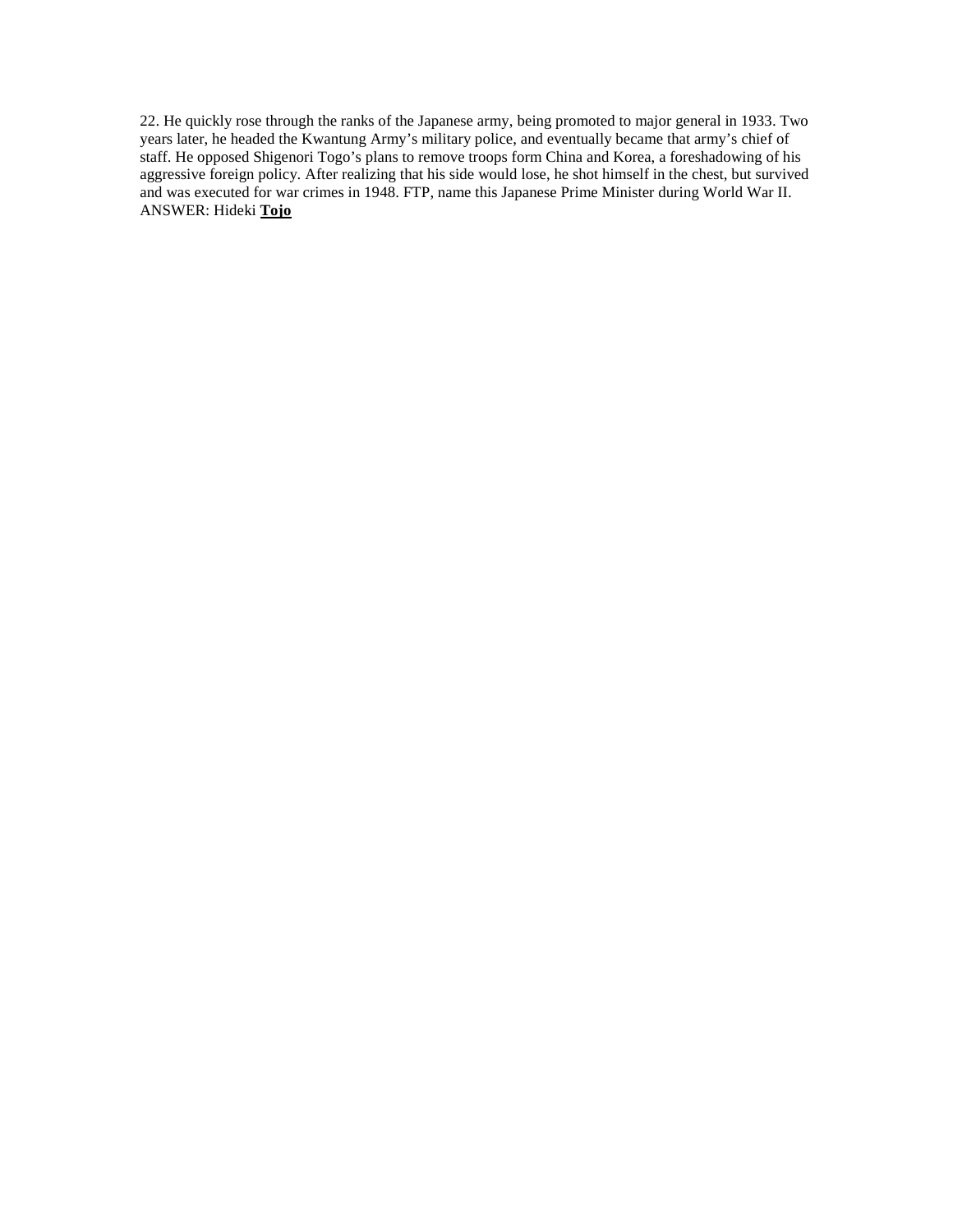22. He quickly rose through the ranks of the Japanese army, being promoted to major general in 1933. Two years later, he headed the Kwantung Army's military police, and eventually became that army's chief of staff. He opposed Shigenori Togo's plans to remove troops form China and Korea, a foreshadowing of his aggressive foreign policy. After realizing that his side would lose, he shot himself in the chest, but survived and was executed for war crimes in 1948. FTP, name this Japanese Prime Minister during World War II.
ANSWER: Hideki **Tojo**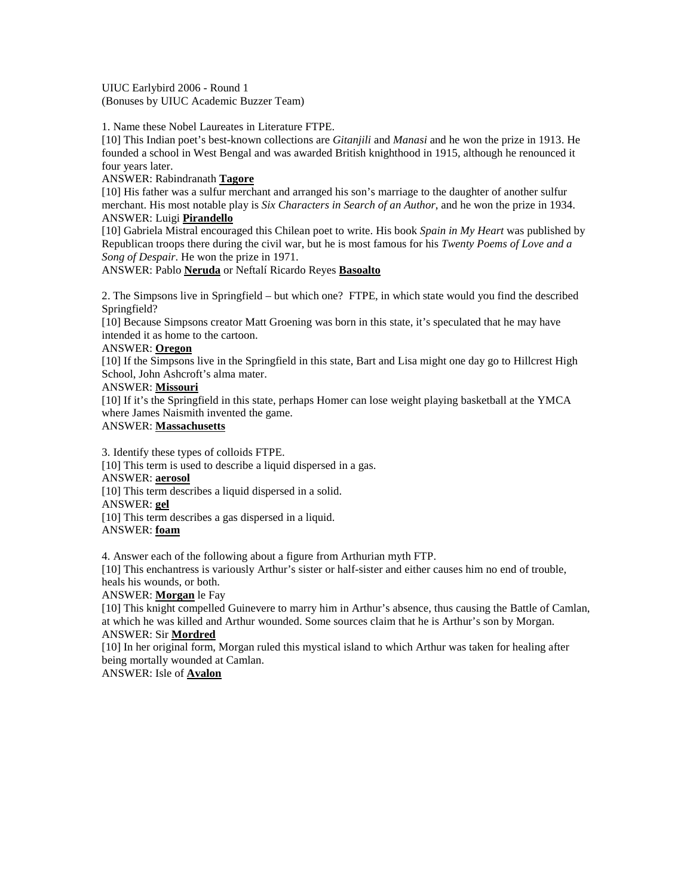UIUC Earlybird 2006 - Round 1
(Bonuses by UIUC Academic Buzzer Team)

1. Name these Nobel Laureates in Literature FTPE.
[10] This Indian poet's best-known collections are *Gitanjili* and *Manasi* and he won the prize in 1913. He founded a school in West Bengal and was awarded British knighthood in 1915, although he renounced it four years later.
ANSWER: Rabindranath **Tagore**
[10] His father was a sulfur merchant and arranged his son's marriage to the daughter of another sulfur merchant. His most notable play is *Six Characters in Search of an Author,* and he won the prize in 1934.
ANSWER: Luigi **Pirandello**
[10] Gabriela Mistral encouraged this Chilean poet to write. His book *Spain in My Heart* was published by Republican troops there during the civil war, but he is most famous for his *Twenty Poems of Love and a Song of Despair*. He won the prize in 1971.
ANSWER: Pablo **Neruda** or Neftalí Ricardo Reyes **Basoalto**

2. The Simpsons live in Springfield – but which one? FTPE, in which state would you find the described Springfield?
[10] Because Simpsons creator Matt Groening was born in this state, it's speculated that he may have intended it as home to the cartoon.
ANSWER: **Oregon**
[10] If the Simpsons live in the Springfield in this state, Bart and Lisa might one day go to Hillcrest High School, John Ashcroft's alma mater.
ANSWER: **Missouri**
[10] If it's the Springfield in this state, perhaps Homer can lose weight playing basketball at the YMCA where James Naismith invented the game.
ANSWER: **Massachusetts**

3. Identify these types of colloids FTPE.
[10] This term is used to describe a liquid dispersed in a gas.
ANSWER: **aerosol**
[10] This term describes a liquid dispersed in a solid.
ANSWER: **gel**
[10] This term describes a gas dispersed in a liquid.
ANSWER: **foam**

4. Answer each of the following about a figure from Arthurian myth FTP.
[10] This enchantress is variously Arthur's sister or half-sister and either causes him no end of trouble, heals his wounds, or both.
ANSWER: **Morgan** le Fay
[10] This knight compelled Guinevere to marry him in Arthur's absence, thus causing the Battle of Camlan, at which he was killed and Arthur wounded. Some sources claim that he is Arthur's son by Morgan.
ANSWER: Sir **Mordred**
[10] In her original form, Morgan ruled this mystical island to which Arthur was taken for healing after being mortally wounded at Camlan.
ANSWER: Isle of **Avalon**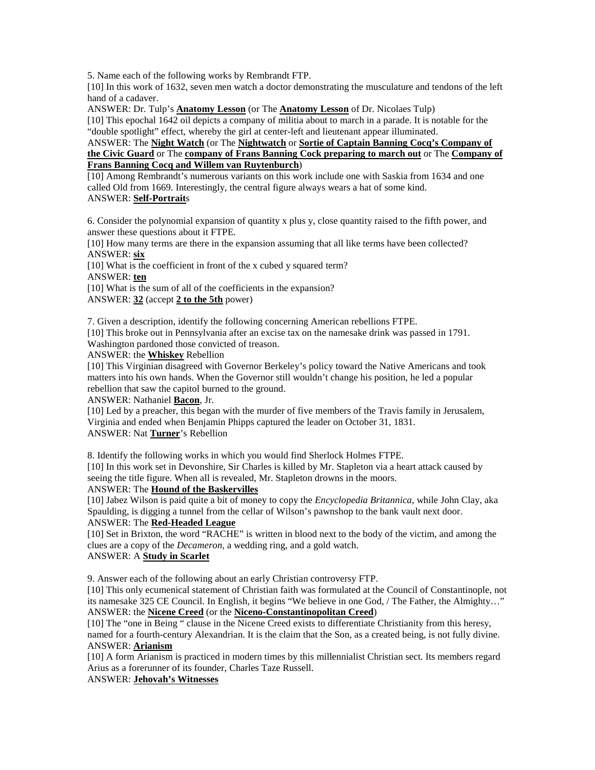5. Name each of the following works by Rembrandt FTP.

[10] In this work of 1632, seven men watch a doctor demonstrating the musculature and tendons of the left hand of a cadaver.

ANSWER: Dr. Tulp's **Anatomy Lesson** (or The **Anatomy Lesson** of Dr. Nicolaes Tulp)

[10] This epochal 1642 oil depicts a company of militia about to march in a parade. It is notable for the "double spotlight" effect, whereby the girl at center-left and lieutenant appear illuminated.

ANSWER: The **Night Watch** (or The **Nightwatch** or **Sortie of Captain Banning Cocq's Company of the Civic Guard** or The **company of Frans Banning Cock preparing to march out** or The **Company of Frans Banning Cocq and Willem van Ruytenburch**)

[10] Among Rembrandt's numerous variants on this work include one with Saskia from 1634 and one called Old from 1669. Interestingly, the central figure always wears a hat of some kind.

ANSWER: **Self-Portrait**s

6. Consider the polynomial expansion of quantity x plus y, close quantity raised to the fifth power, and answer these questions about it FTPE.

[10] How many terms are there in the expansion assuming that all like terms have been collected?

ANSWER: **six**

[10] What is the coefficient in front of the x cubed y squared term?

ANSWER: **ten**

[10] What is the sum of all of the coefficients in the expansion?

ANSWER: **32** (accept **2 to the 5th** power)

7. Given a description, identify the following concerning American rebellions FTPE.

[10] This broke out in Pennsylvania after an excise tax on the namesake drink was passed in 1791. Washington pardoned those convicted of treason.

ANSWER: the **Whiskey** Rebellion

[10] This Virginian disagreed with Governor Berkeley's policy toward the Native Americans and took matters into his own hands. When the Governor still wouldn't change his position, he led a popular rebellion that saw the capitol burned to the ground.

ANSWER: Nathaniel **Bacon**, Jr.

[10] Led by a preacher, this began with the murder of five members of the Travis family in Jerusalem, Virginia and ended when Benjamin Phipps captured the leader on October 31, 1831.

ANSWER: Nat **Turner**'s Rebellion

8. Identify the following works in which you would find Sherlock Holmes FTPE.

[10] In this work set in Devonshire, Sir Charles is killed by Mr. Stapleton via a heart attack caused by seeing the title figure. When all is revealed, Mr. Stapleton drowns in the moors.

ANSWER: The **Hound of the Baskervilles**

[10] Jabez Wilson is paid quite a bit of money to copy the *Encyclopedia Britannica*, while John Clay, aka Spaulding, is digging a tunnel from the cellar of Wilson's pawnshop to the bank vault next door.

ANSWER: The **Red-Headed League**

[10] Set in Brixton, the word "RACHE" is written in blood next to the body of the victim, and among the clues are a copy of the *Decameron*, a wedding ring, and a gold watch.

ANSWER: A **Study in Scarlet**

9. Answer each of the following about an early Christian controversy FTP.

[10] This only ecumenical statement of Christian faith was formulated at the Council of Constantinople, not its namesake 325 CE Council. In English, it begins "We believe in one God, / The Father, the Almighty…"

ANSWER: the **Nicene Creed** (or the **Niceno-Constantinopolitan Creed**)

[10] The "one in Being " clause in the Nicene Creed exists to differentiate Christianity from this heresy, named for a fourth-century Alexandrian. It is the claim that the Son, as a created being, is not fully divine.

ANSWER: **Arianism**

[10] A form Arianism is practiced in modern times by this millennialist Christian sect. Its members regard Arius as a forerunner of its founder, Charles Taze Russell.

ANSWER: **Jehovah's Witnesses**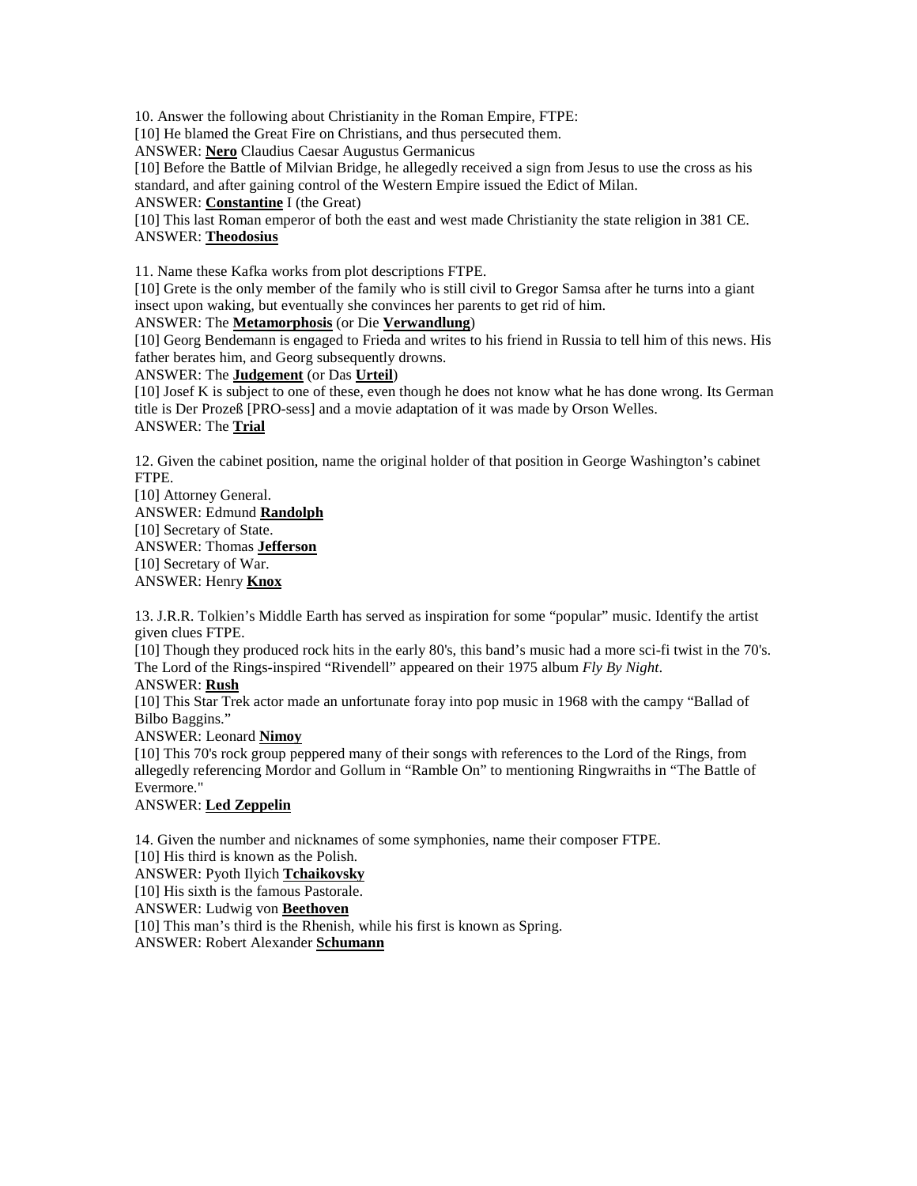10. Answer the following about Christianity in the Roman Empire, FTPE:

[10] He blamed the Great Fire on Christians, and thus persecuted them.

ANSWER: **Nero** Claudius Caesar Augustus Germanicus

[10] Before the Battle of Milvian Bridge, he allegedly received a sign from Jesus to use the cross as his standard, and after gaining control of the Western Empire issued the Edict of Milan.

ANSWER: **Constantine** I (the Great)

[10] This last Roman emperor of both the east and west made Christianity the state religion in 381 CE.

ANSWER: **Theodosius**

11. Name these Kafka works from plot descriptions FTPE.

[10] Grete is the only member of the family who is still civil to Gregor Samsa after he turns into a giant insect upon waking, but eventually she convinces her parents to get rid of him.

ANSWER: The **Metamorphosis** (or Die **Verwandlung**)

[10] Georg Bendemann is engaged to Frieda and writes to his friend in Russia to tell him of this news. His father berates him, and Georg subsequently drowns.

ANSWER: The **Judgement** (or Das **Urteil**)

[10] Josef K is subject to one of these, even though he does not know what he has done wrong. Its German title is Der Prozeß [PRO-sess] and a movie adaptation of it was made by Orson Welles.

ANSWER: The **Trial**

12. Given the cabinet position, name the original holder of that position in George Washington's cabinet FTPE.

[10] Attorney General.

ANSWER: Edmund **Randolph**

[10] Secretary of State.

ANSWER: Thomas **Jefferson**

[10] Secretary of War.

ANSWER: Henry **Knox**

13. J.R.R. Tolkien's Middle Earth has served as inspiration for some "popular" music. Identify the artist given clues FTPE.

[10] Though they produced rock hits in the early 80's, this band's music had a more sci-fi twist in the 70's. The Lord of the Rings-inspired "Rivendell" appeared on their 1975 album *Fly By Night*.

ANSWER: **Rush**

[10] This Star Trek actor made an unfortunate foray into pop music in 1968 with the campy "Ballad of Bilbo Baggins."

ANSWER: Leonard **Nimoy**

[10] This 70's rock group peppered many of their songs with references to the Lord of the Rings, from allegedly referencing Mordor and Gollum in "Ramble On" to mentioning Ringwraiths in "The Battle of Evermore."

ANSWER: **Led Zeppelin**

14. Given the number and nicknames of some symphonies, name their composer FTPE.

[10] His third is known as the Polish.

ANSWER: Pyoth Ilyich **Tchaikovsky**

[10] His sixth is the famous Pastorale.

ANSWER: Ludwig von **Beethoven**

[10] This man's third is the Rhenish, while his first is known as Spring.

ANSWER: Robert Alexander **Schumann**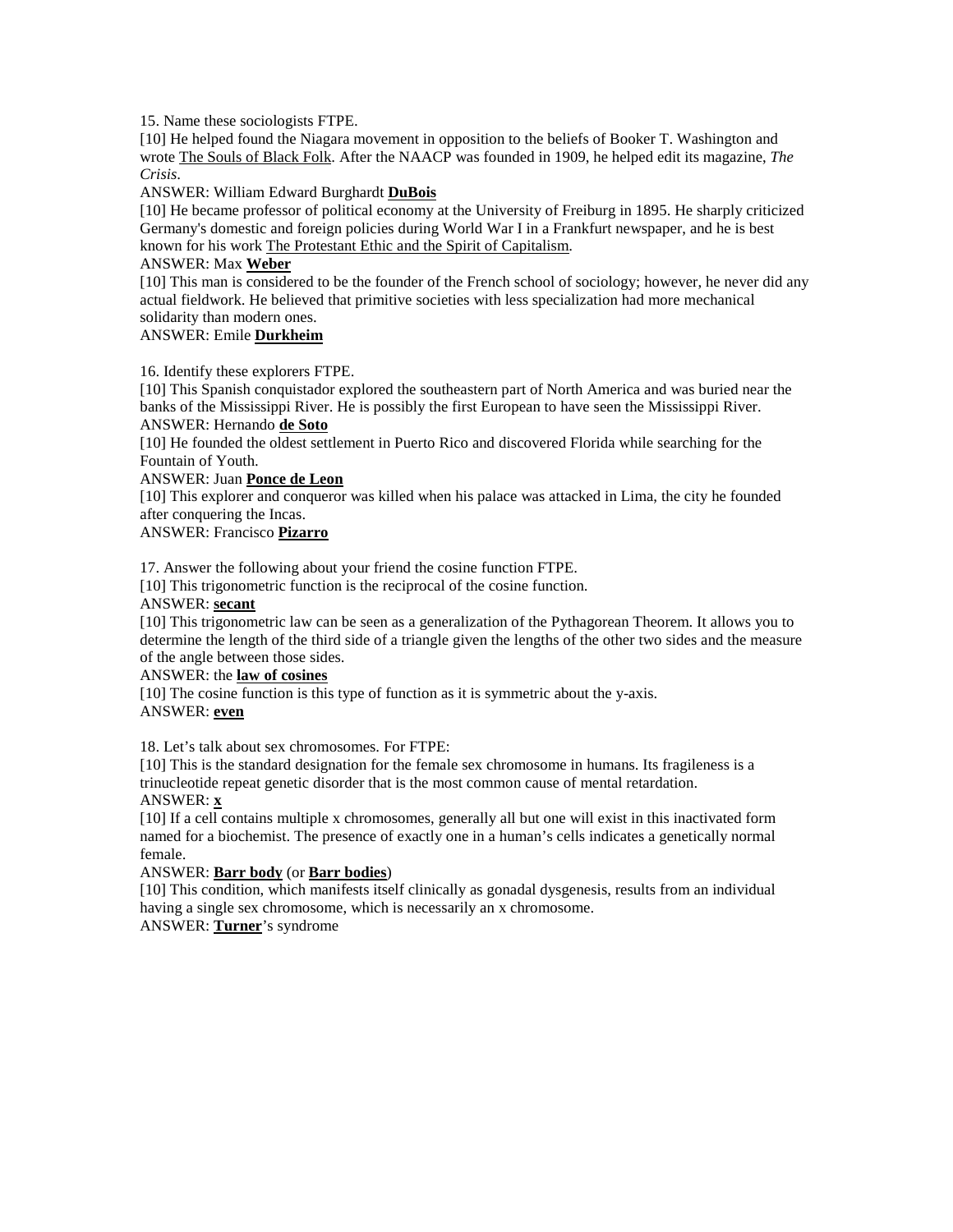15. Name these sociologists FTPE.

[10] He helped found the Niagara movement in opposition to the beliefs of Booker T. Washington and wrote The Souls of Black Folk. After the NAACP was founded in 1909, he helped edit its magazine, *The Crisis*.

ANSWER: William Edward Burghardt **DuBois**

[10] He became professor of political economy at the University of Freiburg in 1895. He sharply criticized Germany's domestic and foreign policies during World War I in a Frankfurt newspaper, and he is best known for his work The Protestant Ethic and the Spirit of Capitalism.

ANSWER: Max **Weber**

[10] This man is considered to be the founder of the French school of sociology; however, he never did any actual fieldwork. He believed that primitive societies with less specialization had more mechanical solidarity than modern ones.

ANSWER: Emile **Durkheim**

16. Identify these explorers FTPE.

[10] This Spanish conquistador explored the southeastern part of North America and was buried near the banks of the Mississippi River. He is possibly the first European to have seen the Mississippi River.

ANSWER: Hernando **de Soto**

[10] He founded the oldest settlement in Puerto Rico and discovered Florida while searching for the Fountain of Youth.

ANSWER: Juan **Ponce de Leon**

[10] This explorer and conqueror was killed when his palace was attacked in Lima, the city he founded after conquering the Incas.

ANSWER: Francisco **Pizarro**

17. Answer the following about your friend the cosine function FTPE.

[10] This trigonometric function is the reciprocal of the cosine function.

ANSWER: **secant**

[10] This trigonometric law can be seen as a generalization of the Pythagorean Theorem. It allows you to determine the length of the third side of a triangle given the lengths of the other two sides and the measure of the angle between those sides.

ANSWER: the **law of cosines**

[10] The cosine function is this type of function as it is symmetric about the y-axis.

ANSWER: **even**

18. Let's talk about sex chromosomes. For FTPE:

[10] This is the standard designation for the female sex chromosome in humans. Its fragileness is a trinucleotide repeat genetic disorder that is the most common cause of mental retardation.

ANSWER: **x**

[10] If a cell contains multiple x chromosomes, generally all but one will exist in this inactivated form named for a biochemist. The presence of exactly one in a human's cells indicates a genetically normal female.

ANSWER: **Barr body** (or **Barr bodies**)

[10] This condition, which manifests itself clinically as gonadal dysgenesis, results from an individual having a single sex chromosome, which is necessarily an x chromosome.

ANSWER: **Turner**'s syndrome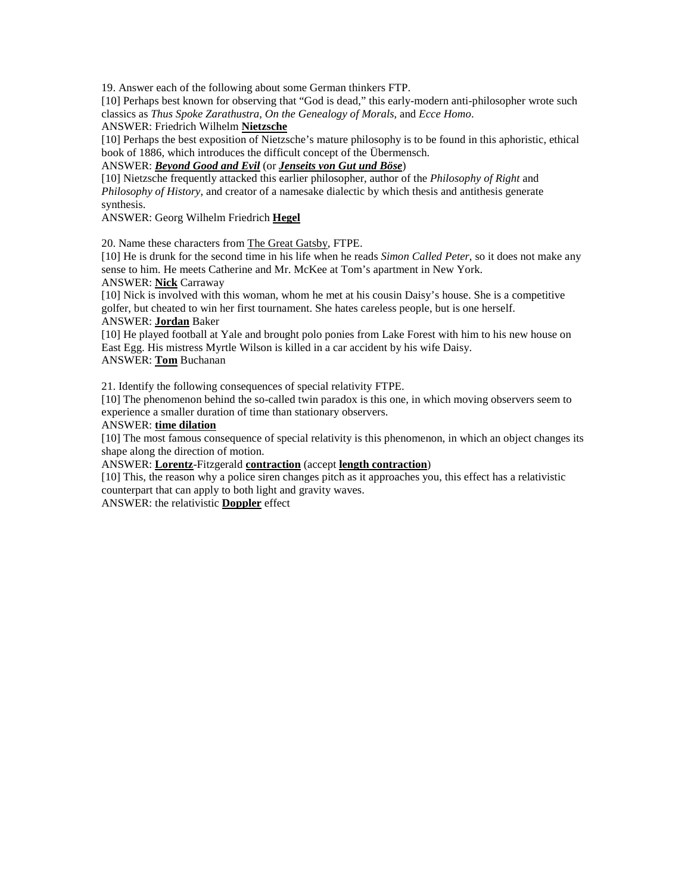19. Answer each of the following about some German thinkers FTP.

[10] Perhaps best known for observing that "God is dead," this early-modern anti-philosopher wrote such classics as *Thus Spoke Zarathustra*, *On the Genealogy of Morals*, and *Ecce Homo*.

ANSWER: Friedrich Wilhelm **Nietzsche**

[10] Perhaps the best exposition of Nietzsche's mature philosophy is to be found in this aphoristic, ethical book of 1886, which introduces the difficult concept of the Übermensch.

ANSWER: ***Beyond Good and Evil*** (or ***Jenseits von Gut und Böse***)

[10] Nietzsche frequently attacked this earlier philosopher, author of the *Philosophy of Right* and *Philosophy of History*, and creator of a namesake dialectic by which thesis and antithesis generate synthesis.

ANSWER: Georg Wilhelm Friedrich **Hegel**

20. Name these characters from The Great Gatsby, FTPE.

[10] He is drunk for the second time in his life when he reads *Simon Called Peter*, so it does not make any sense to him. He meets Catherine and Mr. McKee at Tom's apartment in New York.

ANSWER: **Nick** Carraway

[10] Nick is involved with this woman, whom he met at his cousin Daisy's house. She is a competitive golfer, but cheated to win her first tournament. She hates careless people, but is one herself.

ANSWER: **Jordan** Baker

[10] He played football at Yale and brought polo ponies from Lake Forest with him to his new house on East Egg. His mistress Myrtle Wilson is killed in a car accident by his wife Daisy.

ANSWER: **Tom** Buchanan

21. Identify the following consequences of special relativity FTPE.

[10] The phenomenon behind the so-called twin paradox is this one, in which moving observers seem to experience a smaller duration of time than stationary observers.

ANSWER: **time dilation**

[10] The most famous consequence of special relativity is this phenomenon, in which an object changes its shape along the direction of motion.

ANSWER: **Lorentz**-Fitzgerald **contraction** (accept **length contraction**)

[10] This, the reason why a police siren changes pitch as it approaches you, this effect has a relativistic counterpart that can apply to both light and gravity waves.

ANSWER: the relativistic **Doppler** effect